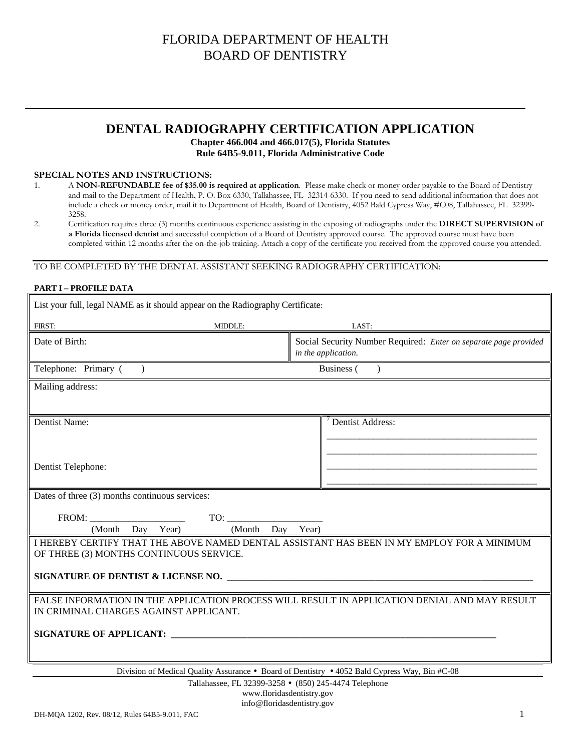# FLORIDA DEPARTMENT OF HEALTH
# BOARD OF DENTISTRY

## DENTAL RADIOGRAPHY CERTIFICATION APPLICATION

**Chapter 466.004 and 466.017(5), Florida Statutes**
**Rule 64B5-9.011, Florida Administrative Code**

**SPECIAL NOTES AND INSTRUCTIONS:**

1. A **NON-REFUNDABLE fee of $35.00 is required at application**. Please make check or money order payable to the Board of Dentistry and mail to the Department of Health, P. O. Box 6330, Tallahassee, FL 32314-6330. If you need to send additional information that does not include a check or money order, mail it to Department of Health, Board of Dentistry, 4052 Bald Cypress Way, #C08, Tallahassee, FL 32399-3258.
2. Certification requires three (3) months continuous experience assisting in the exposing of radiographs under the **DIRECT SUPERVISION of a Florida licensed dentist** and successful completion of a Board of Dentistry approved course. The approved course must have been completed within 12 months after the on-the-job training. Attach a copy of the certificate you received from the approved course you attended.

TO BE COMPLETED BY THE DENTAL ASSISTANT SEEKING RADIOGRAPHY CERTIFICATION:

**PART I – PROFILE DATA**

List your full, legal NAME as it should appear on the Radiography Certificate:

FIRST: MIDDLE: LAST:

| Date of Birth: | Social Security Number Required: *Enter on separate page provided in the application.* |
|---|---|

Telephone: Primary (     )     Business (     )

Mailing address:

| Dentist Name: <br><br> Dentist Telephone: | Dentist Address: <br> ______________________________ <br> ______________________________ <br> ______________________________ <br> ______________________________ |
|---|---|

Dates of three (3) months continuous services:

FROM: ____________________ TO: ____________________
(Month Day Year) (Month Day Year)

I HEREBY CERTIFY THAT THE ABOVE NAMED DENTAL ASSISTANT HAS BEEN IN MY EMPLOY FOR A MINIMUM OF THREE (3) MONTHS CONTINUOUS SERVICE.

**SIGNATURE OF DENTIST & LICENSE NO.** ____________________________________________

FALSE INFORMATION IN THE APPLICATION PROCESS WILL RESULT IN APPLICATION DENIAL AND MAY RESULT IN CRIMINAL CHARGES AGAINST APPLICANT.

**SIGNATURE OF APPLICANT:** ____________________________________________

Division of Medical Quality Assurance • Board of Dentistry • 4052 Bald Cypress Way, Bin #C-08
Tallahassee, FL 32399-3258 • (850) 245-4474 Telephone
www.floridasdentistry.gov
info@floridasdentistry.gov

DH-MQA 1202, Rev. 08/12, Rules 64B5-9.011, FAC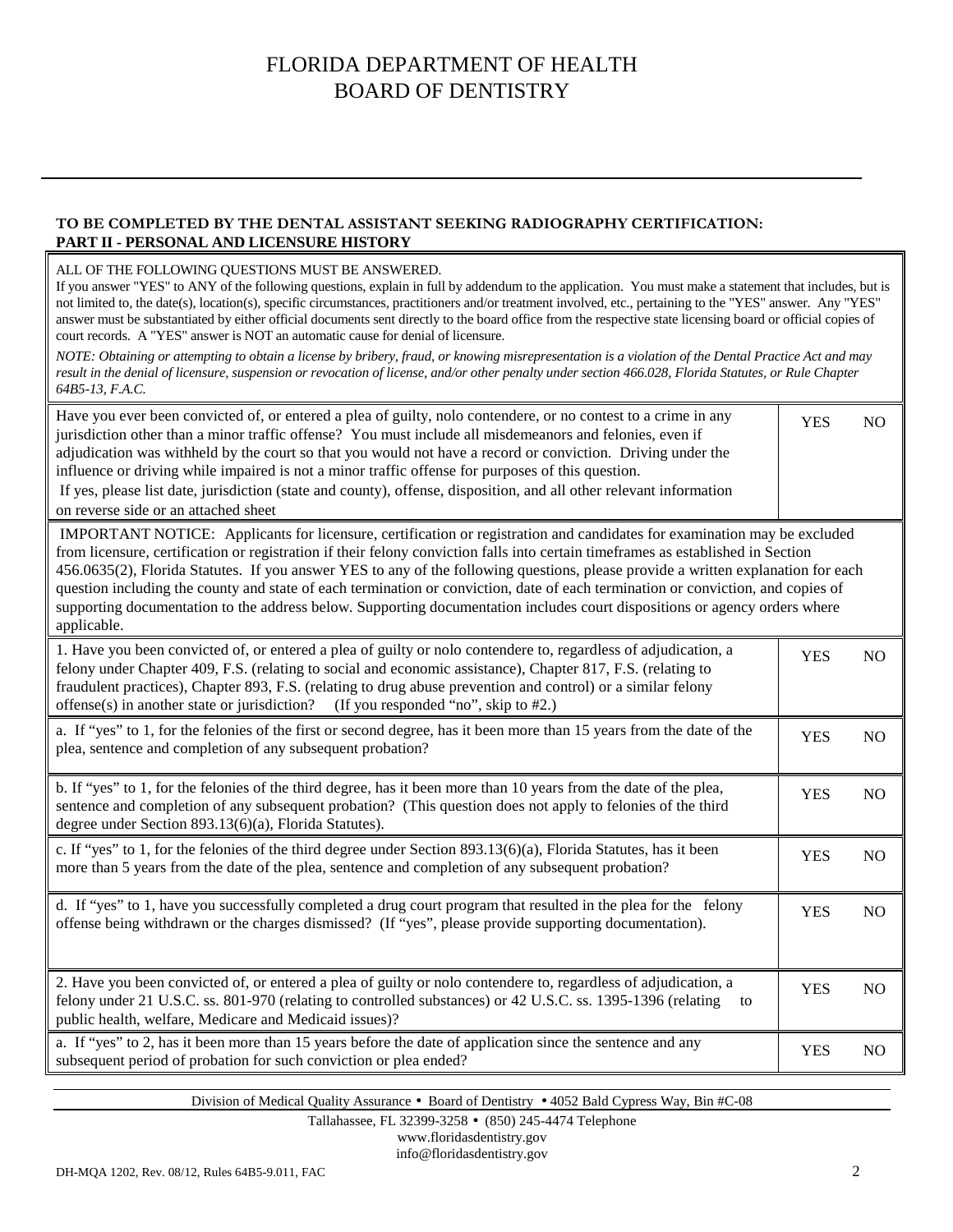# FLORIDA DEPARTMENT OF HEALTH
# BOARD OF DENTISTRY

**TO BE COMPLETED BY THE DENTAL ASSISTANT SEEKING RADIOGRAPHY CERTIFICATION:**
**PART II - PERSONAL AND LICENSURE HISTORY**

ALL OF THE FOLLOWING QUESTIONS MUST BE ANSWERED.

If you answer "YES" to ANY of the following questions, explain in full by addendum to the application. You must make a statement that includes, but is not limited to, the date(s), location(s), specific circumstances, practitioners and/or treatment involved, etc., pertaining to the "YES" answer. Any "YES" answer must be substantiated by either official documents sent directly to the board office from the respective state licensing board or official copies of court records. A "YES" answer is NOT an automatic cause for denial of licensure.

*NOTE: Obtaining or attempting to obtain a license by bribery, fraud, or knowing misrepresentation is a violation of the Dental Practice Act and may result in the denial of licensure, suspension or revocation of license, and/or other penalty under section 466.028, Florida Statutes, or Rule Chapter 64B5-13, F.A.C.*

| Question | | |
|---|---|---|
| Have you ever been convicted of, or entered a plea of guilty, nolo contendere, or no contest to a crime in any jurisdiction other than a minor traffic offense? You must include all misdemeanors and felonies, even if adjudication was withheld by the court so that you would not have a record or conviction. Driving under the influence or driving while impaired is not a minor traffic offense for purposes of this question. If yes, please list date, jurisdiction (state and county), offense, disposition, and all other relevant information on reverse side or an attached sheet | YES | NO |

IMPORTANT NOTICE: Applicants for licensure, certification or registration and candidates for examination may be excluded from licensure, certification or registration if their felony conviction falls into certain timeframes as established in Section 456.0635(2), Florida Statutes. If you answer YES to any of the following questions, please provide a written explanation for each question including the county and state of each termination or conviction, date of each termination or conviction, and copies of supporting documentation to the address below. Supporting documentation includes court dispositions or agency orders where applicable.

| Question | | |
|---|---|---|
| 1. Have you been convicted of, or entered a plea of guilty or nolo contendere to, regardless of adjudication, a felony under Chapter 409, F.S. (relating to social and economic assistance), Chapter 817, F.S. (relating to fraudulent practices), Chapter 893, F.S. (relating to drug abuse prevention and control) or a similar felony offense(s) in another state or jurisdiction? (If you responded "no", skip to #2.) | YES | NO |
| a. If "yes" to 1, for the felonies of the first or second degree, has it been more than 15 years from the date of the plea, sentence and completion of any subsequent probation? | YES | NO |
| b. If "yes" to 1, for the felonies of the third degree, has it been more than 10 years from the date of the plea, sentence and completion of any subsequent probation? (This question does not apply to felonies of the third degree under Section 893.13(6)(a), Florida Statutes). | YES | NO |
| c. If "yes" to 1, for the felonies of the third degree under Section 893.13(6)(a), Florida Statutes, has it been more than 5 years from the date of the plea, sentence and completion of any subsequent probation? | YES | NO |
| d. If "yes" to 1, have you successfully completed a drug court program that resulted in the plea for the felony offense being withdrawn or the charges dismissed? (If "yes", please provide supporting documentation). | YES | NO |
| 2. Have you been convicted of, or entered a plea of guilty or nolo contendere to, regardless of adjudication, a felony under 21 U.S.C. ss. 801-970 (relating to controlled substances) or 42 U.S.C. ss. 1395-1396 (relating to public health, welfare, Medicare and Medicaid issues)? | YES | NO |
| a. If "yes" to 2, has it been more than 15 years before the date of application since the sentence and any subsequent period of probation for such conviction or plea ended? | YES | NO |

Division of Medical Quality Assurance • Board of Dentistry • 4052 Bald Cypress Way, Bin #C-08
Tallahassee, FL 32399-3258 • (850) 245-4474 Telephone
www.floridasdentistry.gov
info@floridasdentistry.gov

DH-MQA 1202, Rev. 08/12, Rules 64B5-9.011, FAC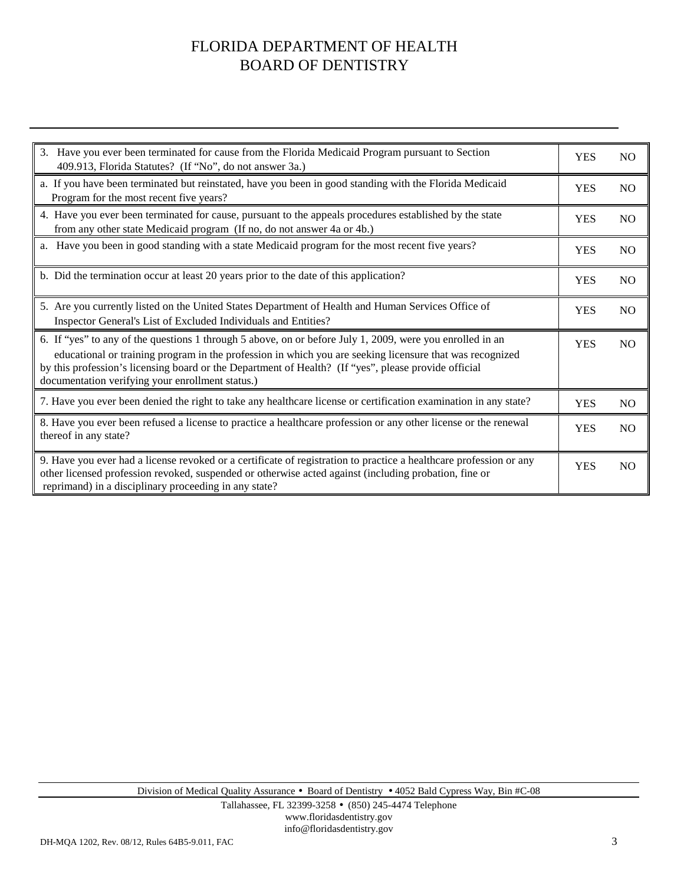# FLORIDA DEPARTMENT OF HEALTH
# BOARD OF DENTISTRY

| Question | | |
|---|---|---|
| 3. Have you ever been terminated for cause from the Florida Medicaid Program pursuant to Section 409.913, Florida Statutes? (If "No", do not answer 3a.) | YES | NO |
| a. If you have been terminated but reinstated, have you been in good standing with the Florida Medicaid Program for the most recent five years? | YES | NO |
| 4. Have you ever been terminated for cause, pursuant to the appeals procedures established by the state from any other state Medicaid program (If no, do not answer 4a or 4b.) | YES | NO |
| a. Have you been in good standing with a state Medicaid program for the most recent five years? | YES | NO |
| b. Did the termination occur at least 20 years prior to the date of this application? | YES | NO |
| 5. Are you currently listed on the United States Department of Health and Human Services Office of Inspector General's List of Excluded Individuals and Entities? | YES | NO |
| 6. If "yes" to any of the questions 1 through 5 above, on or before July 1, 2009, were you enrolled in an educational or training program in the profession in which you are seeking licensure that was recognized by this profession's licensing board or the Department of Health? (If "yes", please provide official documentation verifying your enrollment status.) | YES | NO |
| 7. Have you ever been denied the right to take any healthcare license or certification examination in any state? | YES | NO |
| 8. Have you ever been refused a license to practice a healthcare profession or any other license or the renewal thereof in any state? | YES | NO |
| 9. Have you ever had a license revoked or a certificate of registration to practice a healthcare profession or any other licensed profession revoked, suspended or otherwise acted against (including probation, fine or reprimand) in a disciplinary proceeding in any state? | YES | NO |

Division of Medical Quality Assurance • Board of Dentistry • 4052 Bald Cypress Way, Bin #C-08
Tallahassee, FL 32399-3258 • (850) 245-4474 Telephone
www.floridasdentistry.gov
info@floridasdentistry.gov

DH-MQA 1202, Rev. 08/12, Rules 64B5-9.011, FAC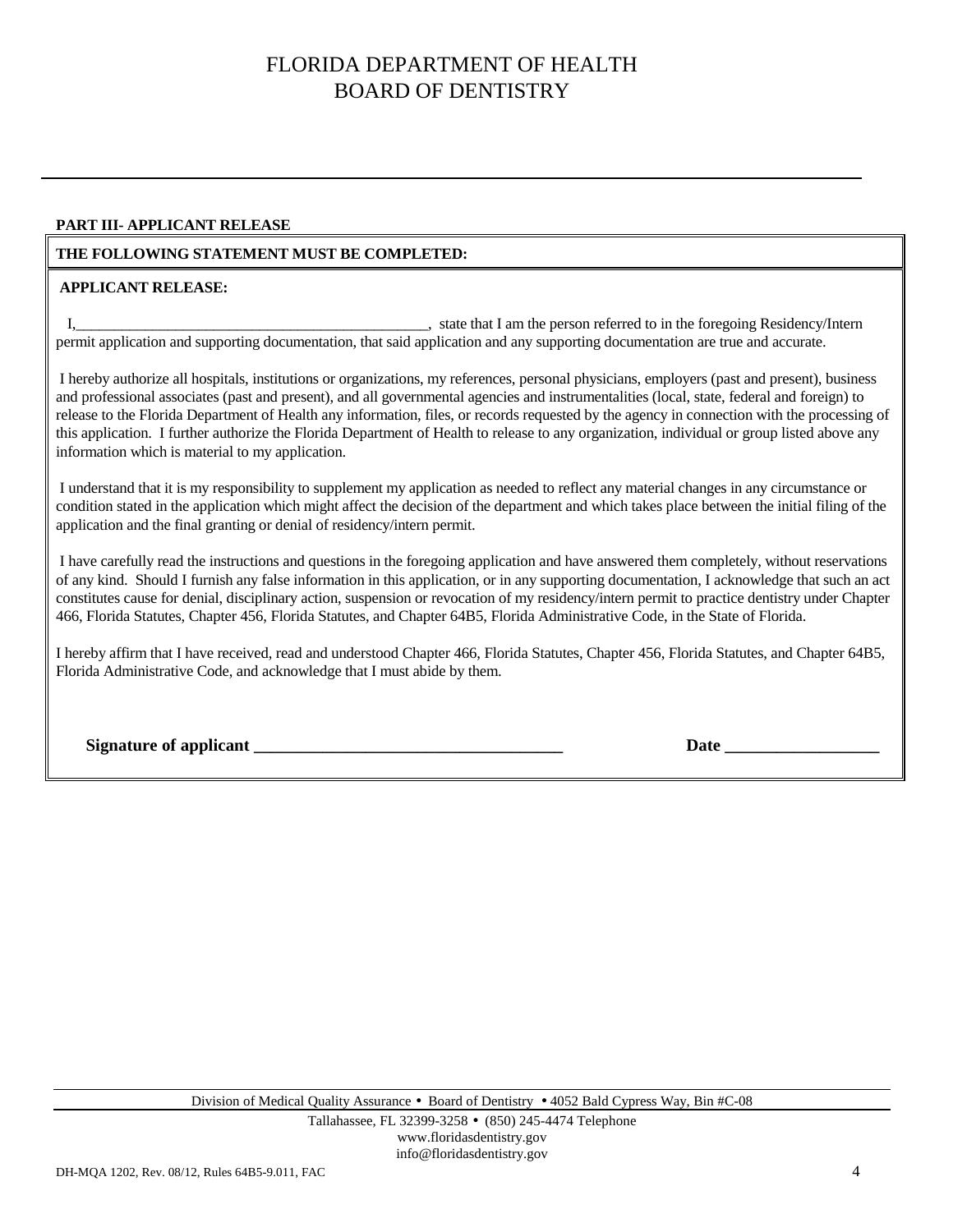# FLORIDA DEPARTMENT OF HEALTH
# BOARD OF DENTISTRY

---

**PART III- APPLICANT RELEASE**

**THE FOLLOWING STATEMENT MUST BE COMPLETED:**

**APPLICANT RELEASE:**

I,_______________________________________________, state that I am the person referred to in the foregoing Residency/Intern permit application and supporting documentation, that said application and any supporting documentation are true and accurate.

I hereby authorize all hospitals, institutions or organizations, my references, personal physicians, employers (past and present), business and professional associates (past and present), and all governmental agencies and instrumentalities (local, state, federal and foreign) to release to the Florida Department of Health any information, files, or records requested by the agency in connection with the processing of this application. I further authorize the Florida Department of Health to release to any organization, individual or group listed above any information which is material to my application.

I understand that it is my responsibility to supplement my application as needed to reflect any material changes in any circumstance or condition stated in the application which might affect the decision of the department and which takes place between the initial filing of the application and the final granting or denial of residency/intern permit.

I have carefully read the instructions and questions in the foregoing application and have answered them completely, without reservations of any kind. Should I furnish any false information in this application, or in any supporting documentation, I acknowledge that such an act constitutes cause for denial, disciplinary action, suspension or revocation of my residency/intern permit to practice dentistry under Chapter 466, Florida Statutes, Chapter 456, Florida Statutes, and Chapter 64B5, Florida Administrative Code, in the State of Florida.

I hereby affirm that I have received, read and understood Chapter 466, Florida Statutes, Chapter 456, Florida Statutes, and Chapter 64B5, Florida Administrative Code, and acknowledge that I must abide by them.

**Signature of applicant ____________________________________** **Date __________________**

---

Division of Medical Quality Assurance • Board of Dentistry • 4052 Bald Cypress Way, Bin #C-08
Tallahassee, FL 32399-3258 • (850) 245-4474 Telephone
www.floridasdentistry.gov
info@floridasdentistry.gov

DH-MQA 1202, Rev. 08/12, Rules 64B5-9.011, FAC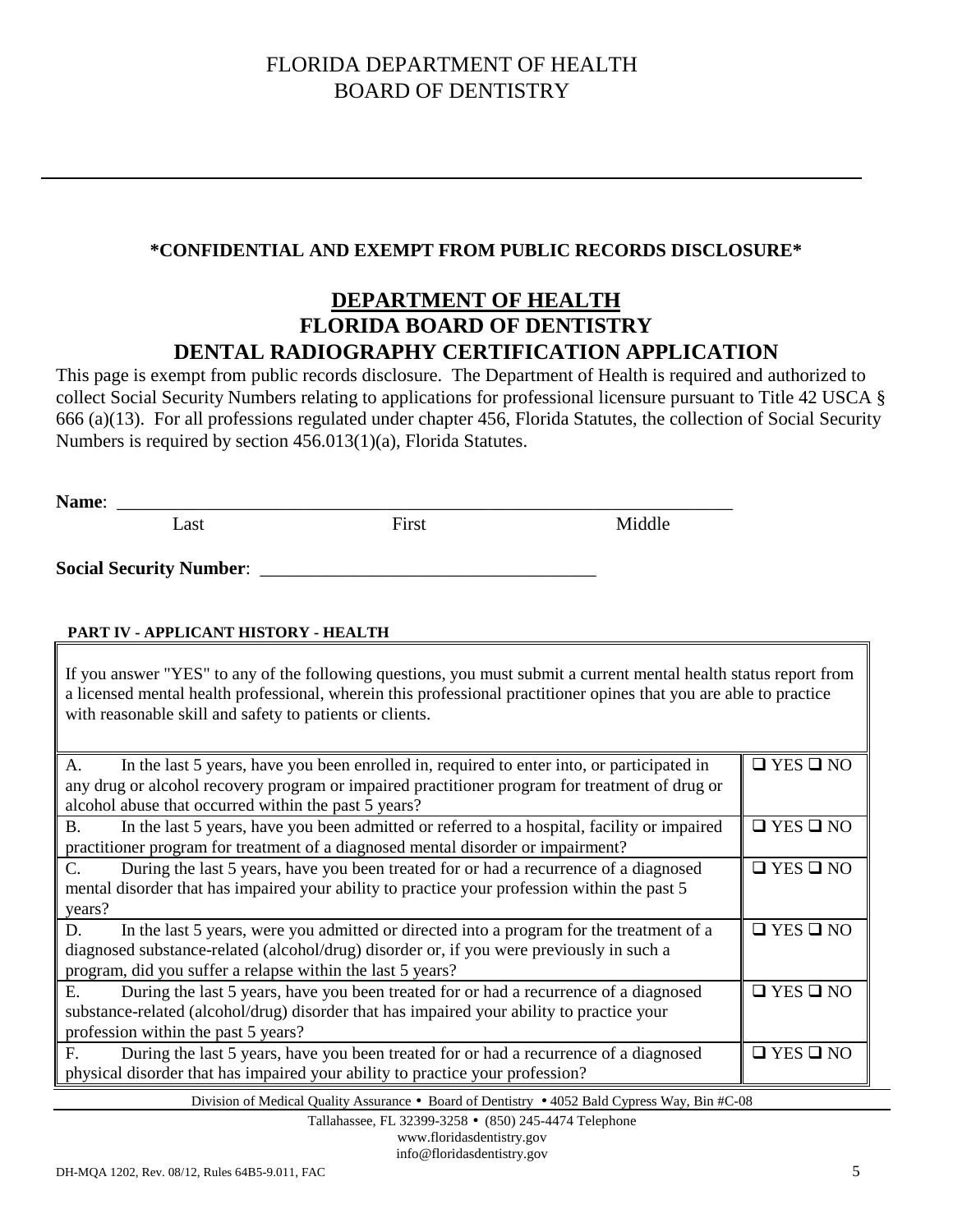# FLORIDA DEPARTMENT OF HEALTH
# BOARD OF DENTISTRY

---

**\*CONFIDENTIAL AND EXEMPT FROM PUBLIC RECORDS DISCLOSURE\***

## DEPARTMENT OF HEALTH
## FLORIDA BOARD OF DENTISTRY
## DENTAL RADIOGRAPHY CERTIFICATION APPLICATION

This page is exempt from public records disclosure. The Department of Health is required and authorized to collect Social Security Numbers relating to applications for professional licensure pursuant to Title 42 USCA § 666 (a)(13). For all professions regulated under chapter 456, Florida Statutes, the collection of Social Security Numbers is required by section 456.013(1)(a), Florida Statutes.

**Name**: ____________________________________________________________________
Last                                        First                                        Middle

**Social Security Number**: ____________________________________

**PART IV - APPLICANT HISTORY - HEALTH**

If you answer "YES" to any of the following questions, you must submit a current mental health status report from a licensed mental health professional, wherein this professional practitioner opines that you are able to practice with reasonable skill and safety to patients or clients.

| Question | Answer |
|---|---|
| A. In the last 5 years, have you been enrolled in, required to enter into, or participated in any drug or alcohol recovery program or impaired practitioner program for treatment of drug or alcohol abuse that occurred within the past 5 years? | ❑ YES ❑ NO |
| B. In the last 5 years, have you been admitted or referred to a hospital, facility or impaired practitioner program for treatment of a diagnosed mental disorder or impairment? | ❑ YES ❑ NO |
| C. During the last 5 years, have you been treated for or had a recurrence of a diagnosed mental disorder that has impaired your ability to practice your profession within the past 5 years? | ❑ YES ❑ NO |
| D. In the last 5 years, were you admitted or directed into a program for the treatment of a diagnosed substance-related (alcohol/drug) disorder or, if you were previously in such a program, did you suffer a relapse within the last 5 years? | ❑ YES ❑ NO |
| E. During the last 5 years, have you been treated for or had a recurrence of a diagnosed substance-related (alcohol/drug) disorder that has impaired your ability to practice your profession within the past 5 years? | ❑ YES ❑ NO |
| F. During the last 5 years, have you been treated for or had a recurrence of a diagnosed physical disorder that has impaired your ability to practice your profession? | ❑ YES ❑ NO |

Division of Medical Quality Assurance • Board of Dentistry • 4052 Bald Cypress Way, Bin #C-08
Tallahassee, FL 32399-3258 • (850) 245-4474 Telephone
www.floridasdentistry.gov
info@floridasdentistry.gov

DH-MQA 1202, Rev. 08/12, Rules 64B5-9.011, FAC